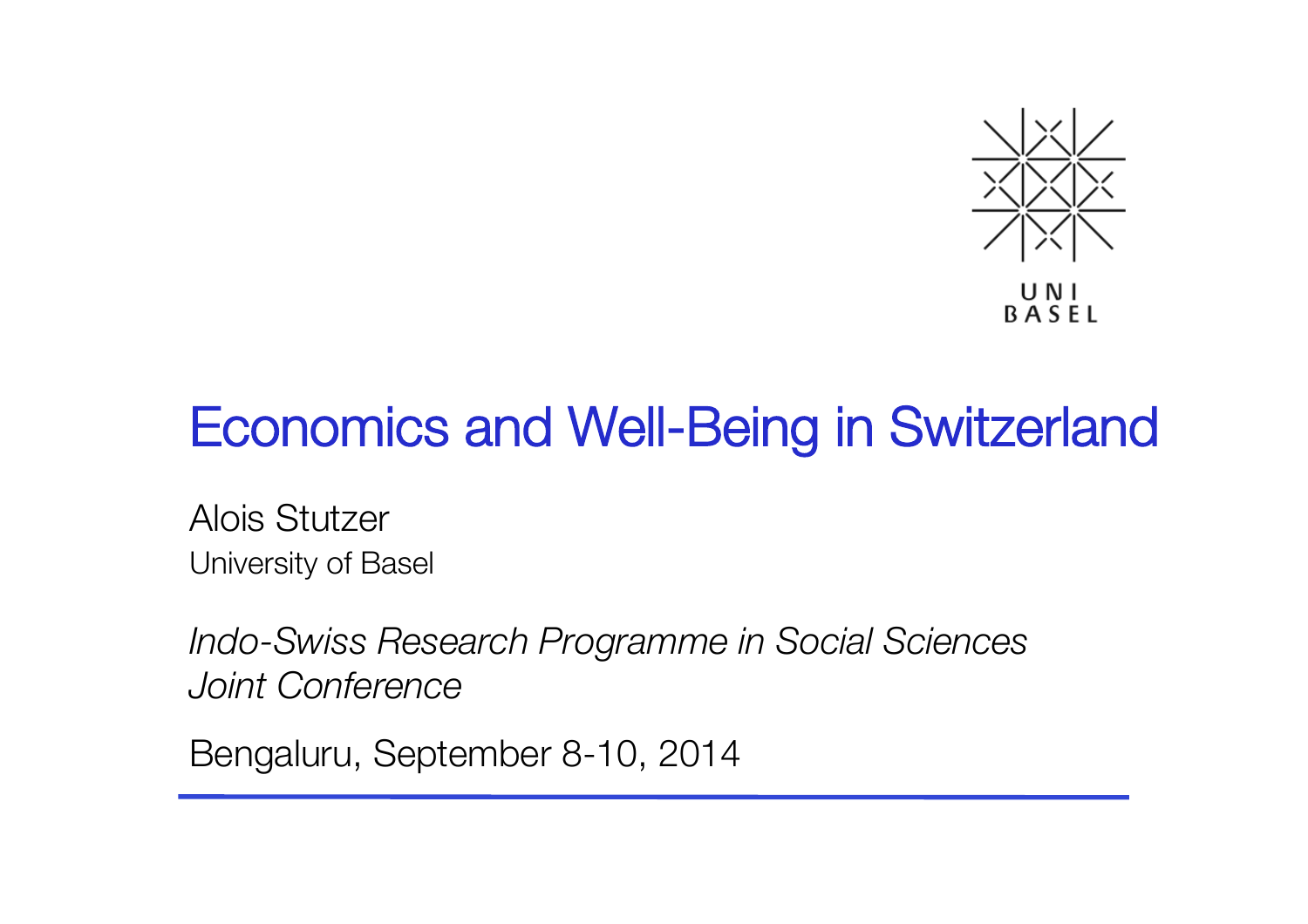UNI
BASEL

# Economics and Well-Being in Switzerland

Alois Stutzer
University of Basel

*Indo-Swiss Research Programme in Social Sciences*
*Joint Conference*

Bengaluru, September 8-10, 2014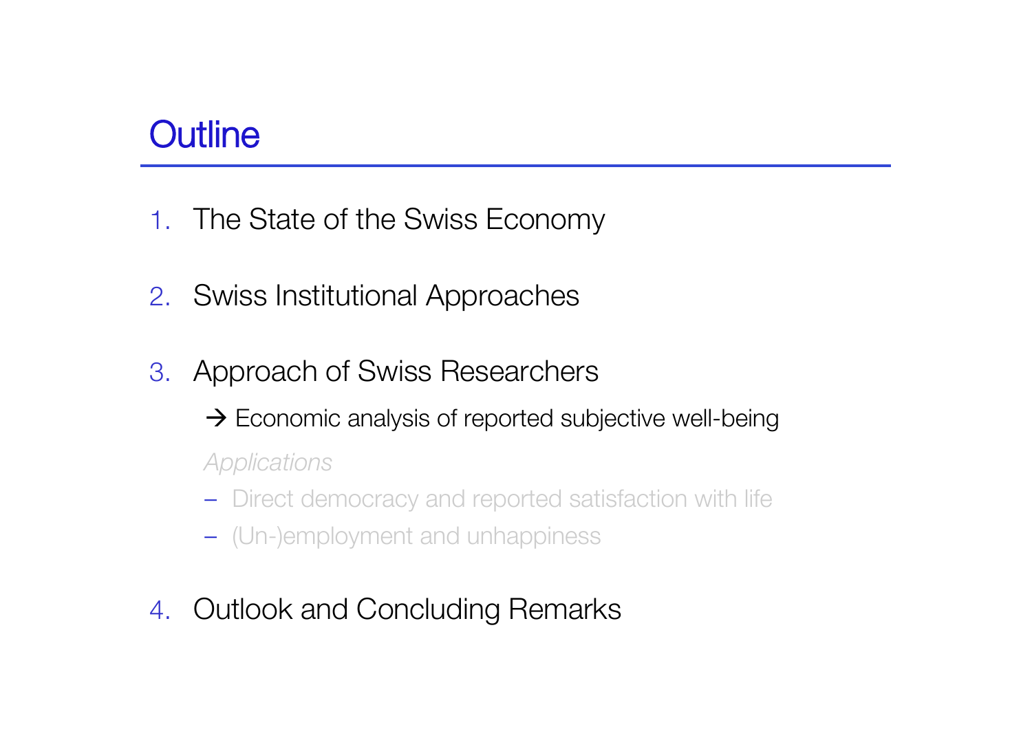# Outline

1. The State of the Swiss Economy

2. Swiss Institutional Approaches

3. Approach of Swiss Researchers

   → Economic analysis of reported subjective well-being

   *Applications*

   – Direct democracy and reported satisfaction with life

   – (Un-)employment and unhappiness

4. Outlook and Concluding Remarks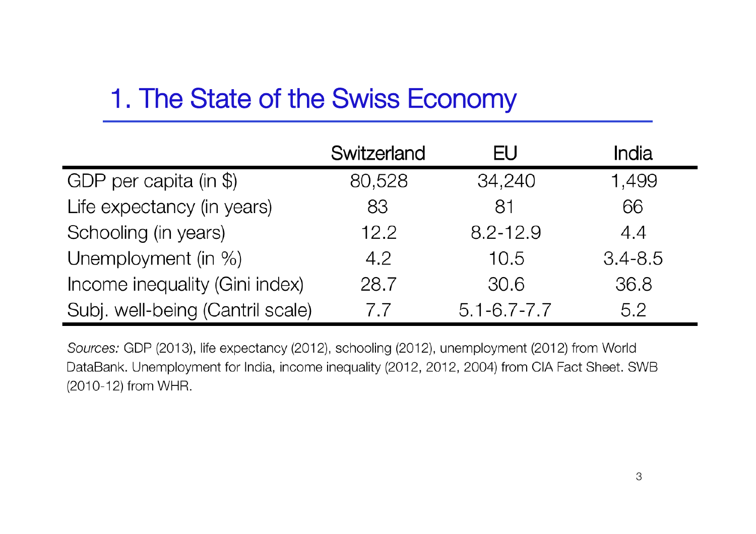# 1. The State of the Swiss Economy

| | Switzerland | EU | India |
|---|---|---|---|
| GDP per capita (in $) | 80,528 | 34,240 | 1,499 |
| Life expectancy (in years) | 83 | 81 | 66 |
| Schooling (in years) | 12.2 | 8.2-12.9 | 4.4 |
| Unemployment (in %) | 4.2 | 10.5 | 3.4-8.5 |
| Income inequality (Gini index) | 28.7 | 30.6 | 36.8 |
| Subj. well-being (Cantril scale) | 7.7 | 5.1-6.7-7.7 | 5.2 |

*Sources:* GDP (2013), life expectancy (2012), schooling (2012), unemployment (2012) from World DataBank. Unemployment for India, income inequality (2012, 2012, 2004) from CIA Fact Sheet. SWB (2010-12) from WHR.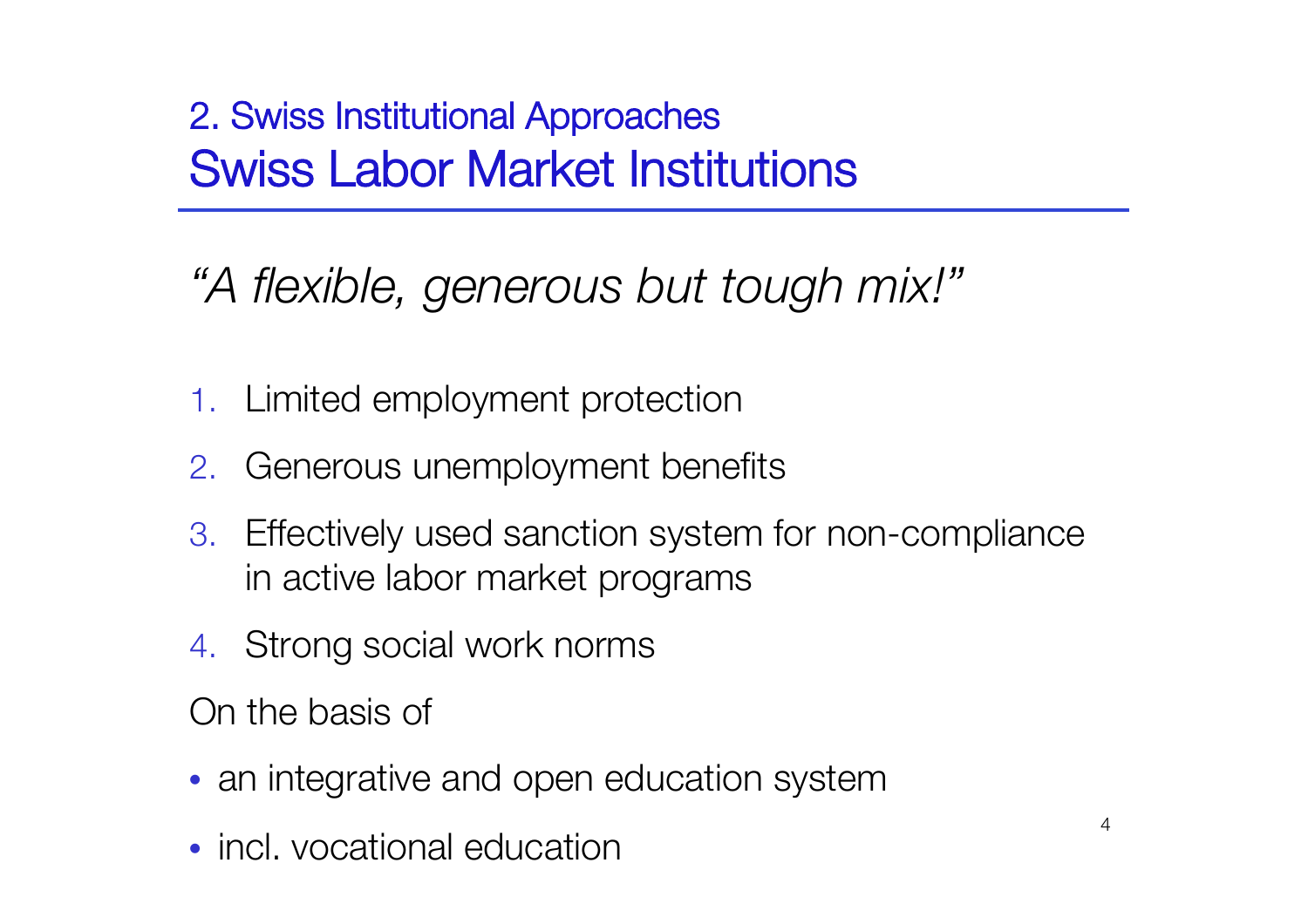## 2. Swiss Institutional Approaches

# Swiss Labor Market Institutions

*"A flexible, generous but tough mix!"*

1. Limited employment protection
2. Generous unemployment benefits
3. Effectively used sanction system for non-compliance in active labor market programs
4. Strong social work norms

On the basis of

- an integrative and open education system
- incl. vocational education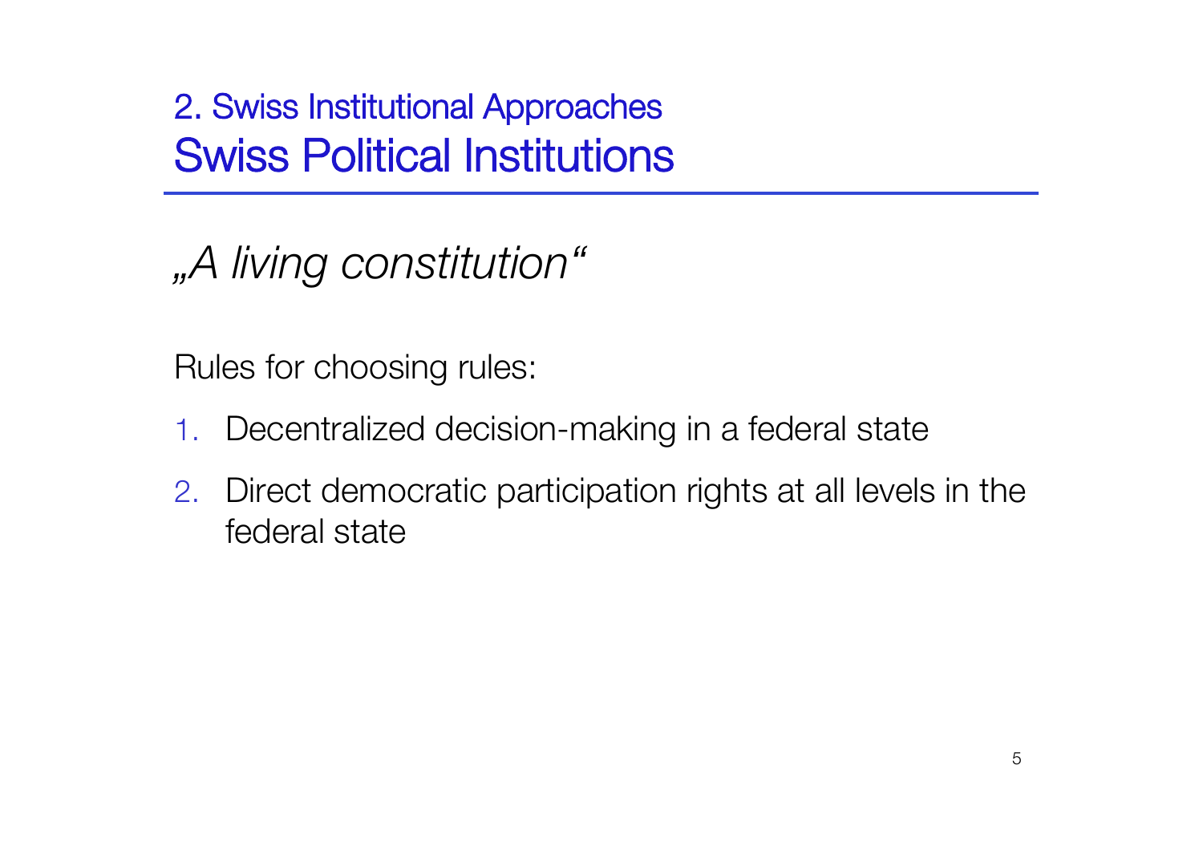## 2. Swiss Institutional Approaches

# Swiss Political Institutions

*„A living constitution“*

Rules for choosing rules:

1. Decentralized decision-making in a federal state
2. Direct democratic participation rights at all levels in the federal state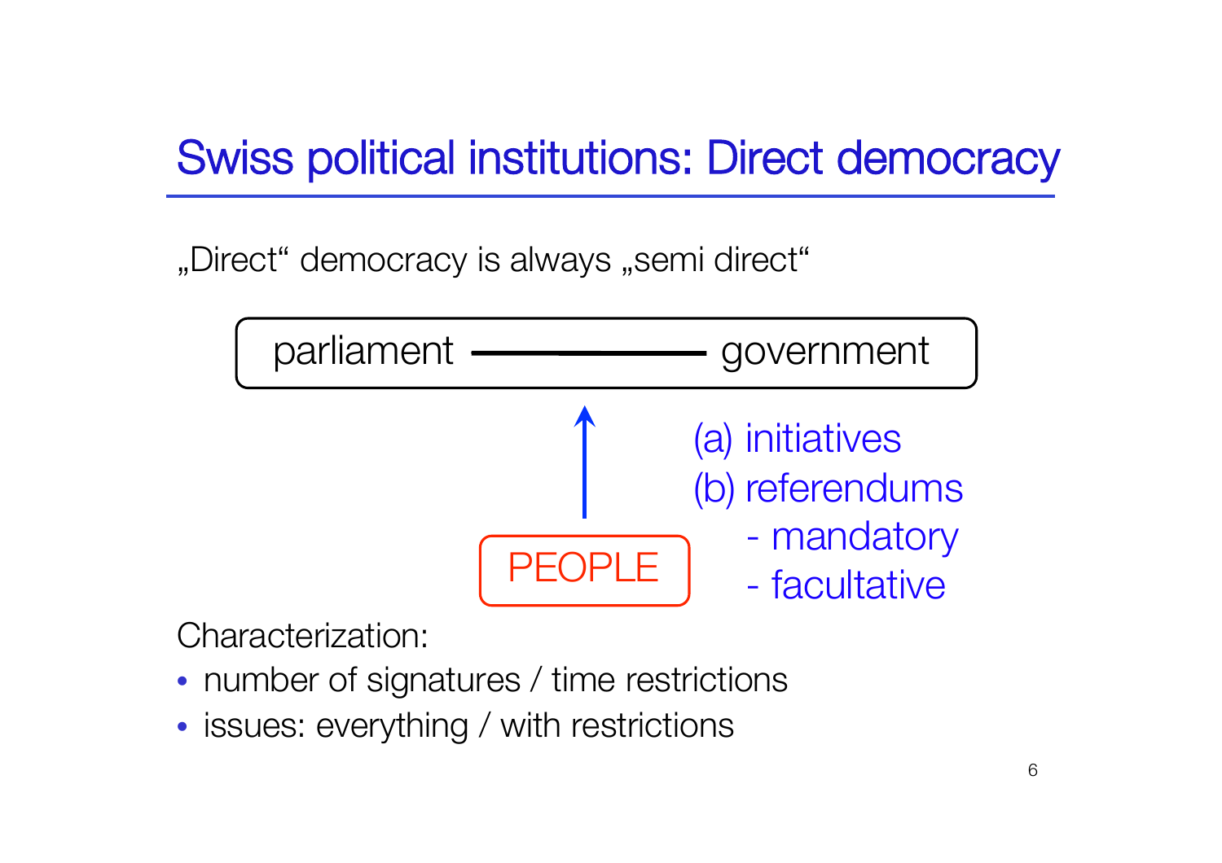# Swiss political institutions: Direct democracy

„Direct“ democracy is always „semi direct“

parliament ——— government

↑

PEOPLE

(a) initiatives
(b) referendums
- mandatory
- facultative

Characterization:

- number of signatures / time restrictions
- issues: everything / with restrictions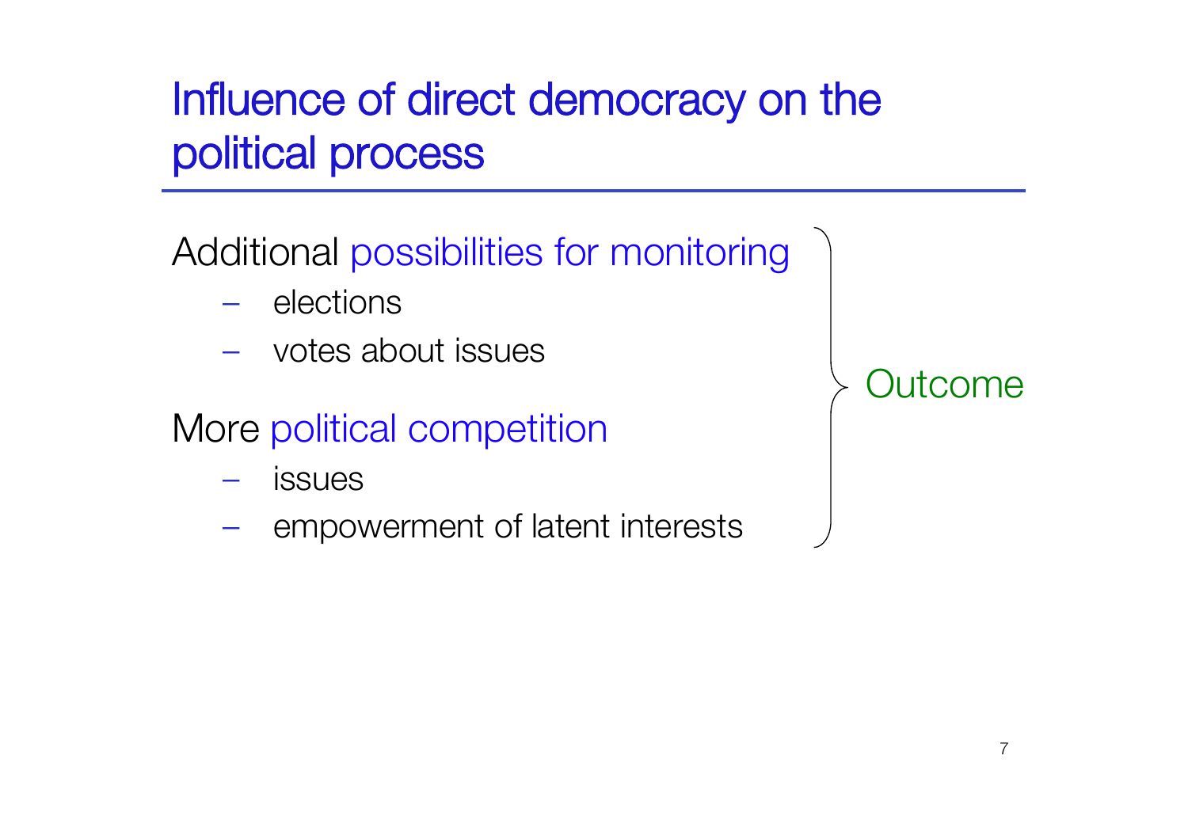# Influence of direct democracy on the political process

Additional possibilities for monitoring

- elections
- votes about issues

More political competition

- issues
- empowerment of latent interests

→ Outcome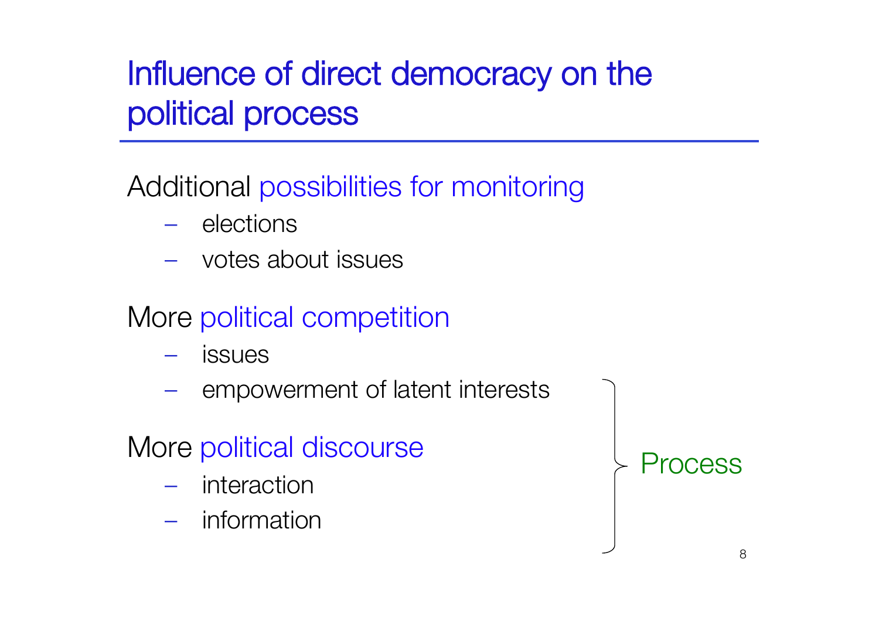# Influence of direct democracy on the political process

Additional possibilities for monitoring

- elections
- votes about issues

More political competition

- issues
- empowerment of latent interests

More political discourse

- interaction
- information

Process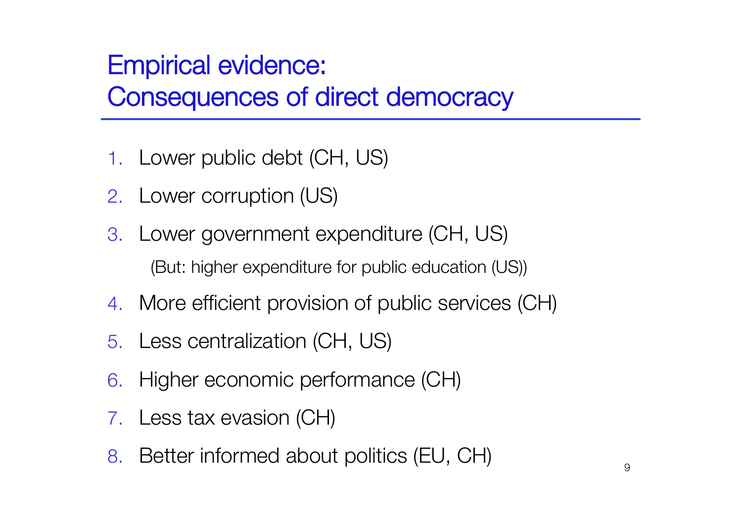# Empirical evidence: Consequences of direct democracy

1. Lower public debt (CH, US)
2. Lower corruption (US)
3. Lower government expenditure (CH, US)

   (But: higher expenditure for public education (US))
4. More efficient provision of public services (CH)
5. Less centralization (CH, US)
6. Higher economic performance (CH)
7. Less tax evasion (CH)
8. Better informed about politics (EU, CH)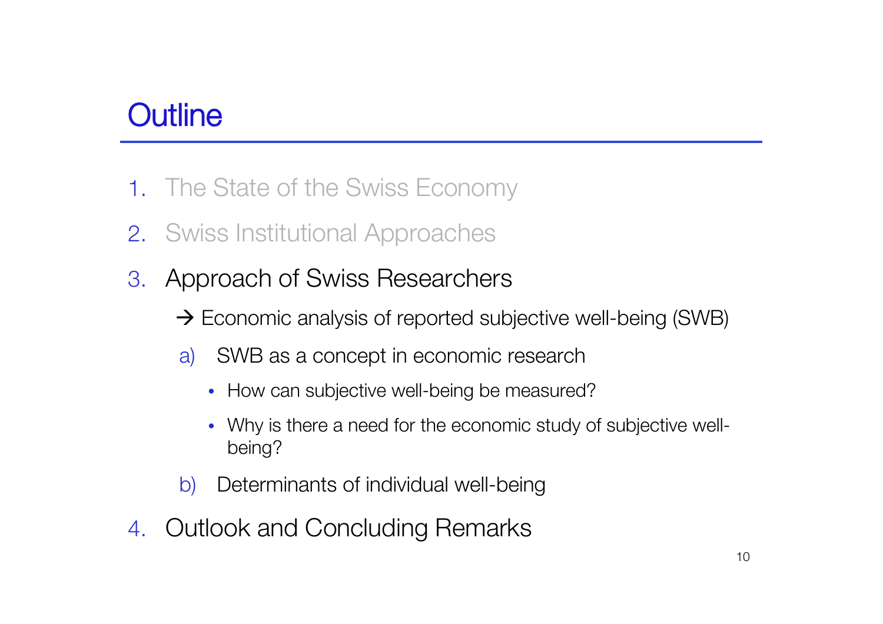# Outline

1. The State of the Swiss Economy
2. Swiss Institutional Approaches
3. Approach of Swiss Researchers

   → Economic analysis of reported subjective well-being (SWB)

   a) SWB as a concept in economic research
      - How can subjective well-being be measured?
      - Why is there a need for the economic study of subjective well-being?

   b) Determinants of individual well-being

4. Outlook and Concluding Remarks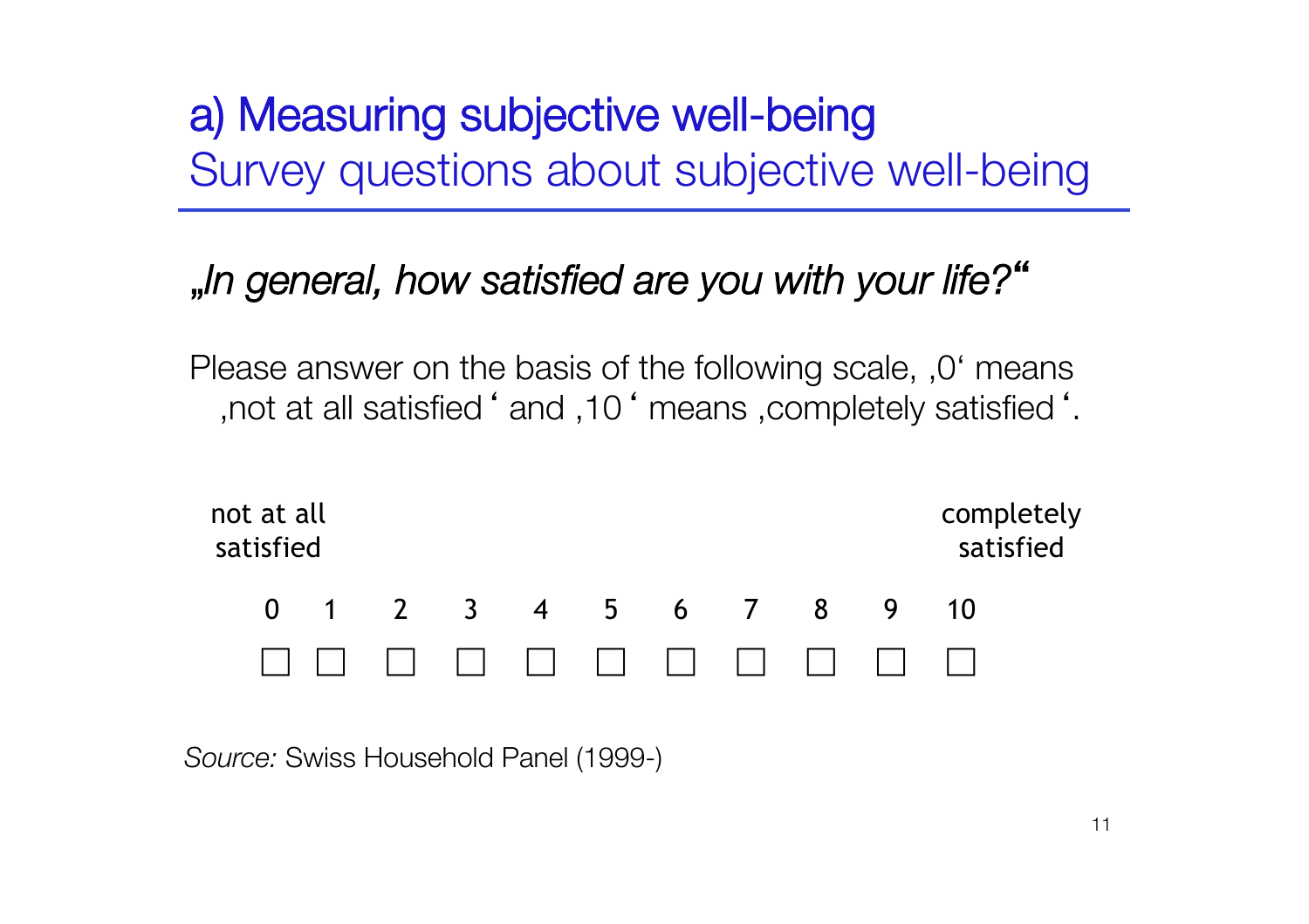# a) Measuring subjective well-being

## Survey questions about subjective well-being

*„In general, how satisfied are you with your life?"*

Please answer on the basis of the following scale, ‚0' means ‚not at all satisfied' and ‚10' means ‚completely satisfied'.

| not at all satisfied | | | | | | | | | | completely satisfied |
|---|---|---|---|---|---|---|---|---|---|---|
| 0 | 1 | 2 | 3 | 4 | 5 | 6 | 7 | 8 | 9 | 10 |
| ☐ | ☐ | ☐ | ☐ | ☐ | ☐ | ☐ | ☐ | ☐ | ☐ | ☐ |

*Source:* Swiss Household Panel (1999-)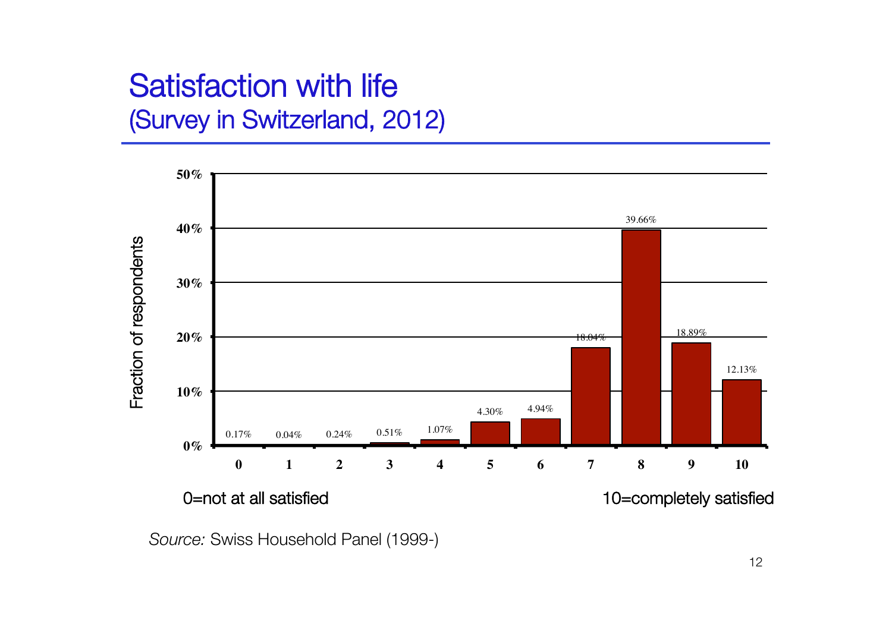# Satisfaction with life
## (Survey in Switzerland, 2012)

| Satisfaction | Fraction of respondents |
|---|---|
| 0 | 0.17% |
| 1 | 0.04% |
| 2 | 0.24% |
| 3 | 0.51% |
| 4 | 1.07% |
| 5 | 4.30% |
| 6 | 4.94% |
| 7 | 18.04% |
| 8 | 39.66% |
| 9 | 18.89% |
| 10 | 12.13% |

0=not at all satisfied — 10=completely satisfied

*Source:* Swiss Household Panel (1999-)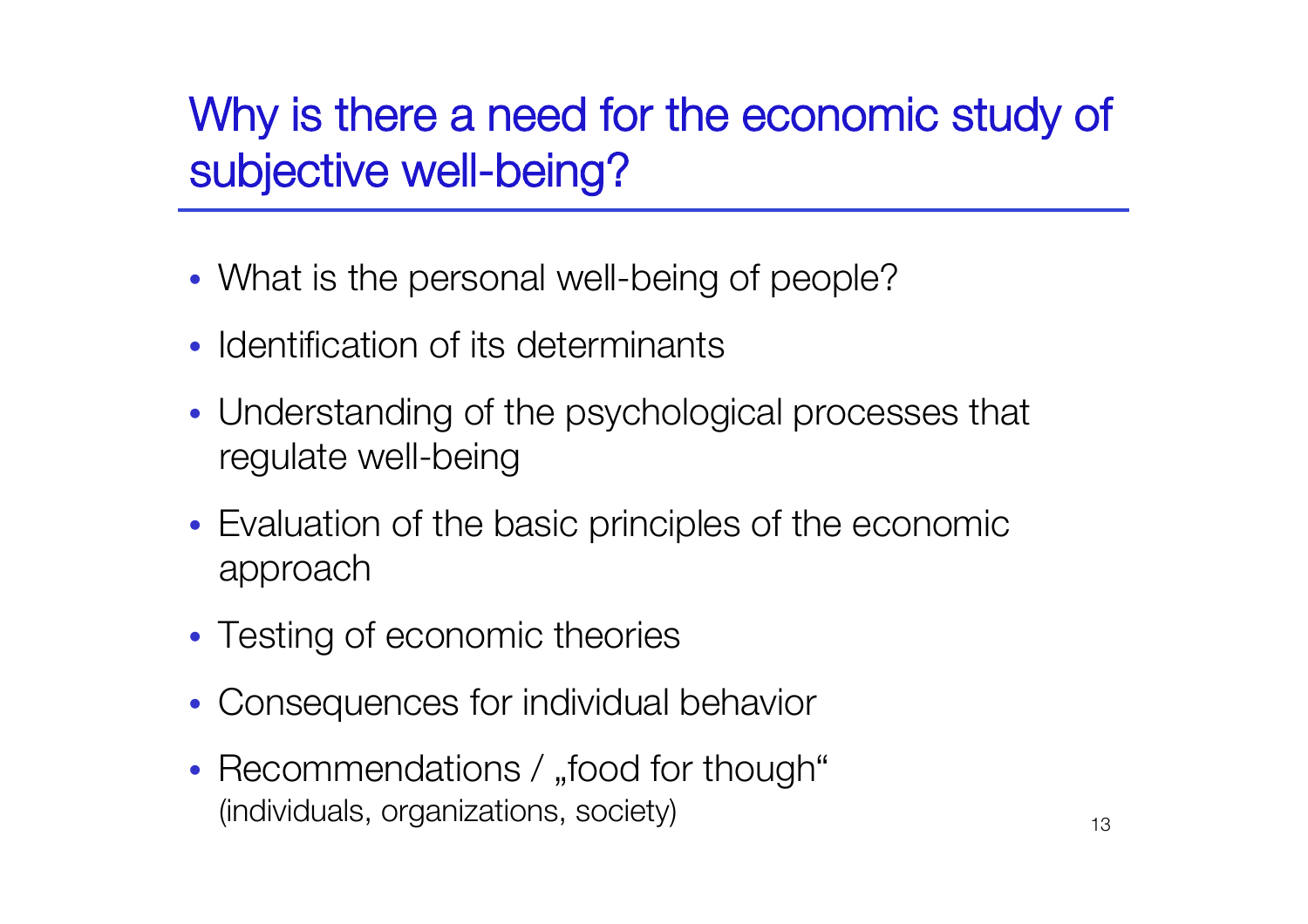# Why is there a need for the economic study of subjective well-being?

- What is the personal well-being of people?
- Identification of its determinants
- Understanding of the psychological processes that regulate well-being
- Evaluation of the basic principles of the economic approach
- Testing of economic theories
- Consequences for individual behavior
- Recommendations / „food for though“
  (individuals, organizations, society)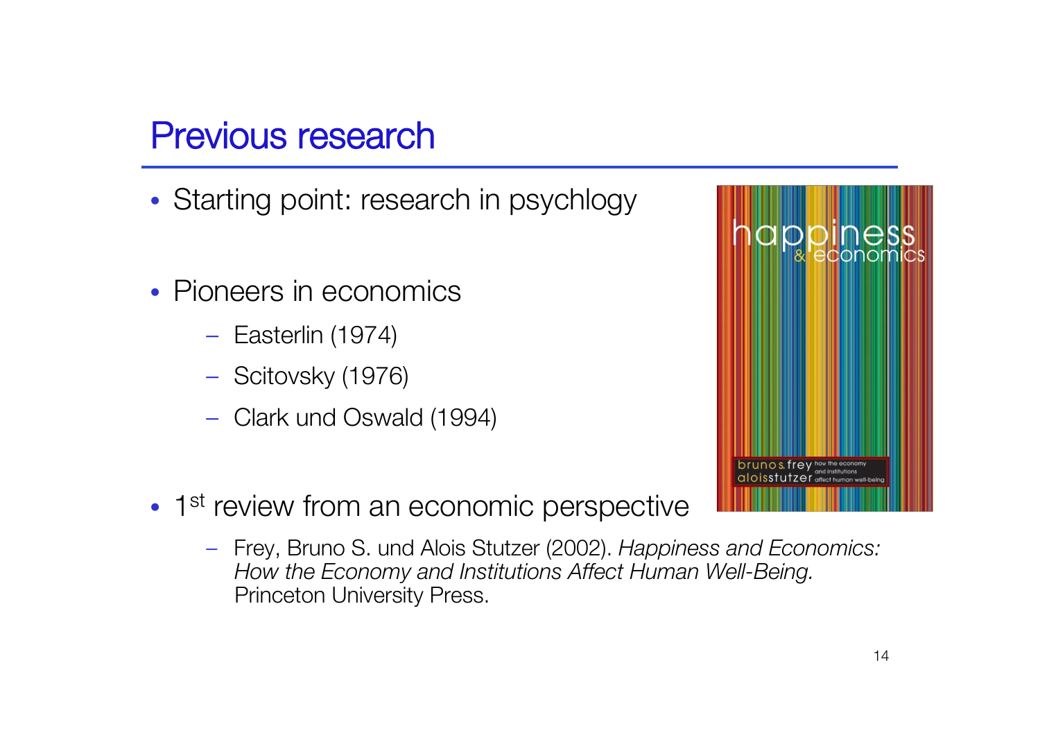# Previous research

- Starting point: research in psychlogy
- Pioneers in economics
  - Easterlin (1974)
  - Scitovsky (1976)
  - Clark und Oswald (1994)
- 1st review from an economic perspective
  - Frey, Bruno S. und Alois Stutzer (2002). *Happiness and Economics: How the Economy and Institutions Affect Human Well-Being.* Princeton University Press.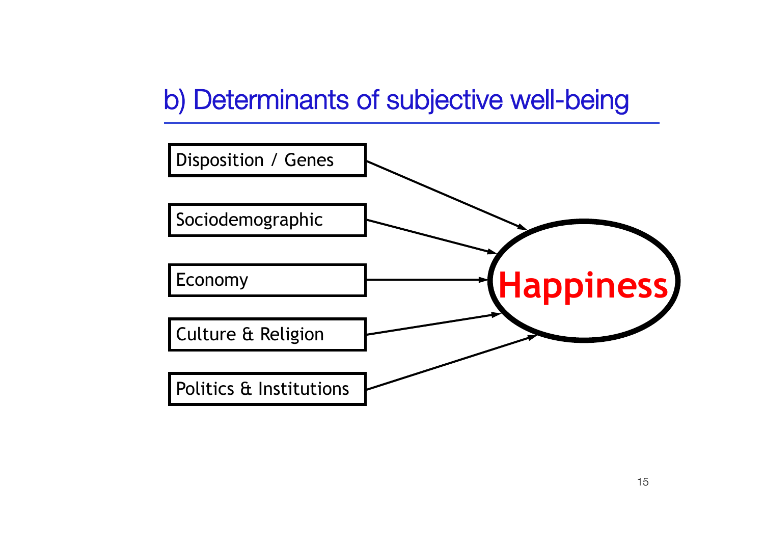## b) Determinants of subjective well-being

- Disposition / Genes
- Sociodemographic
- Economy
- Culture & Religion
- Politics & Institutions

→ **Happiness**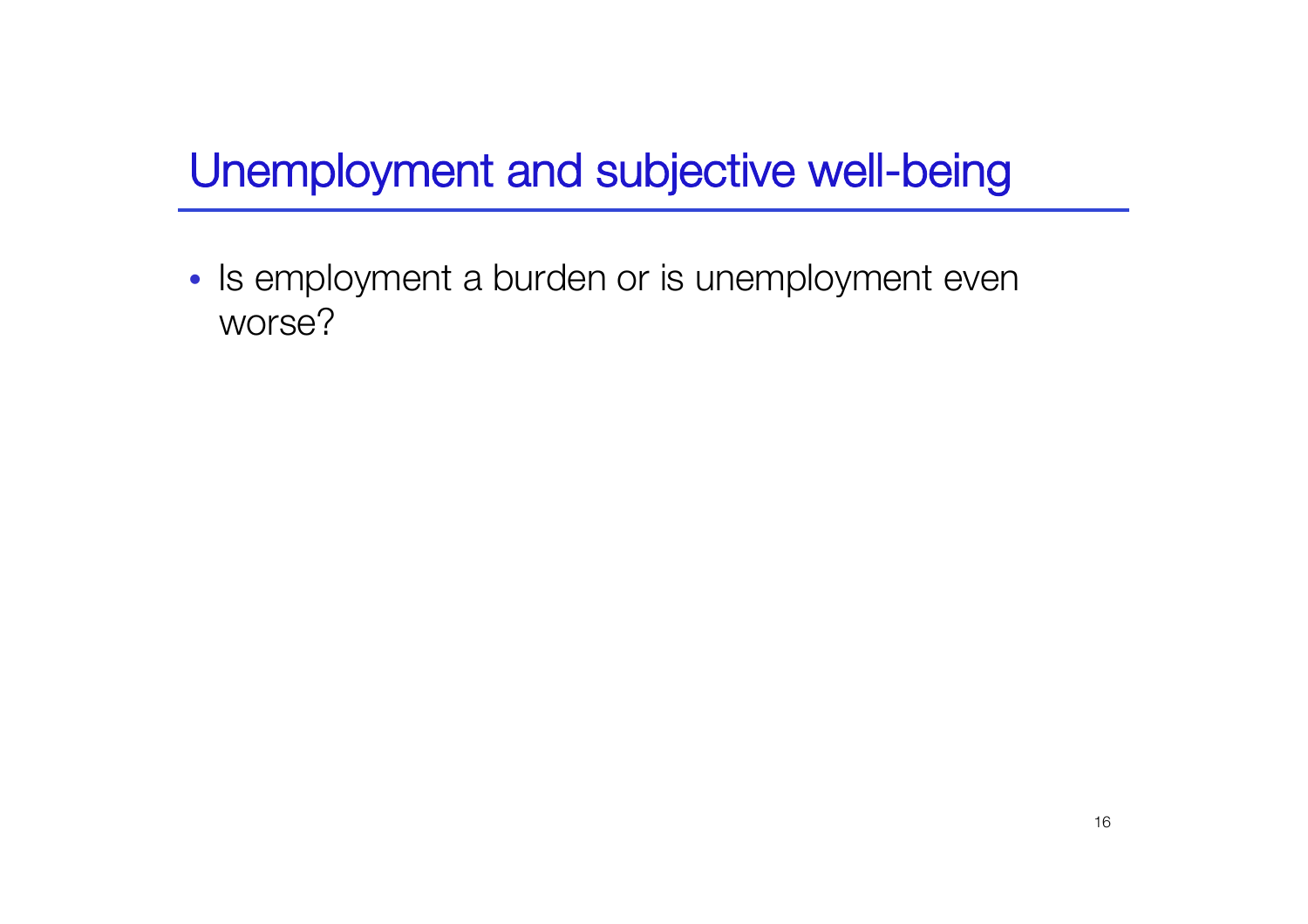# Unemployment and subjective well-being

- Is employment a burden or is unemployment even worse?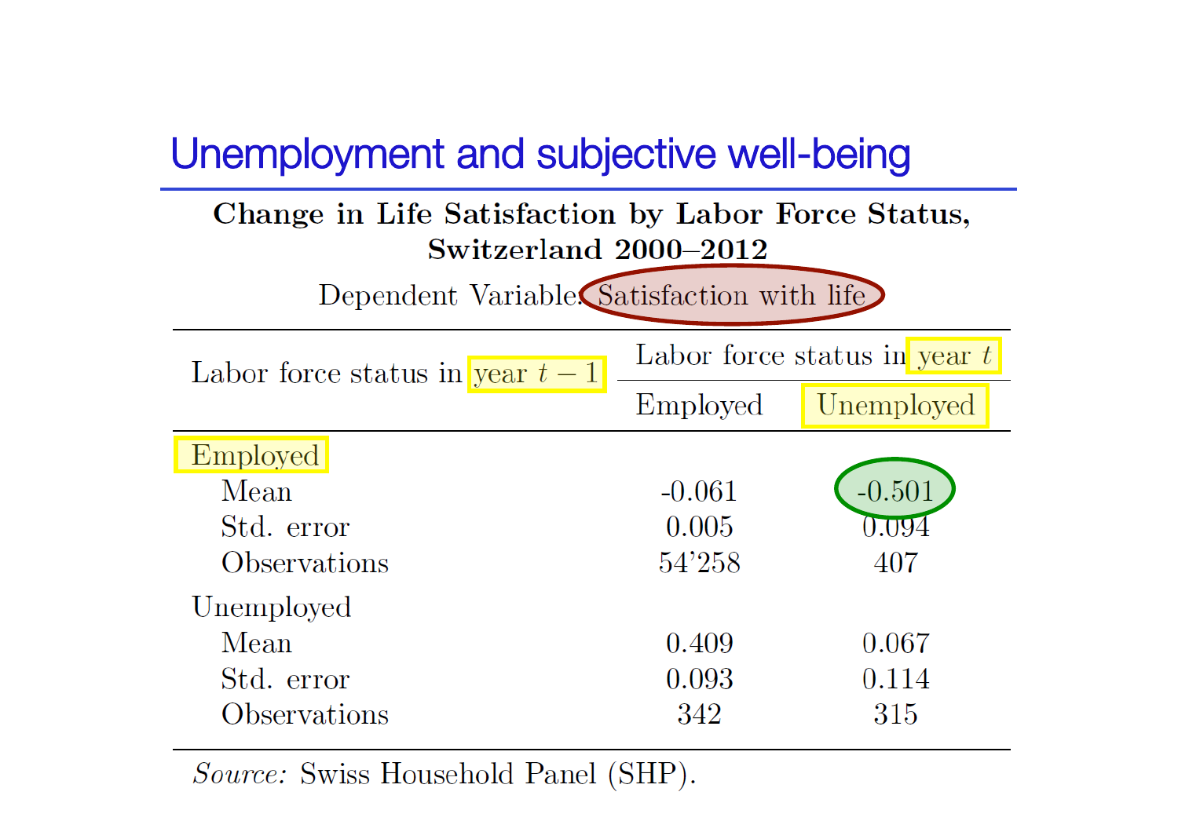# Unemployment and subjective well-being

**Change in Life Satisfaction by Labor Force Status, Switzerland 2000–2012**

Dependent Variable: Satisfaction with life

| Labor force status in year $t-1$ | Labor force status in year $t$ | |
|---|---|---|
| | Employed | Unemployed |
| **Employed** | | |
| Mean | -0.061 | -0.501 |
| Std. error | 0.005 | 0.094 |
| Observations | 54’258 | 407 |
| **Unemployed** | | |
| Mean | 0.409 | 0.067 |
| Std. error | 0.093 | 0.114 |
| Observations | 342 | 315 |

*Source:* Swiss Household Panel (SHP).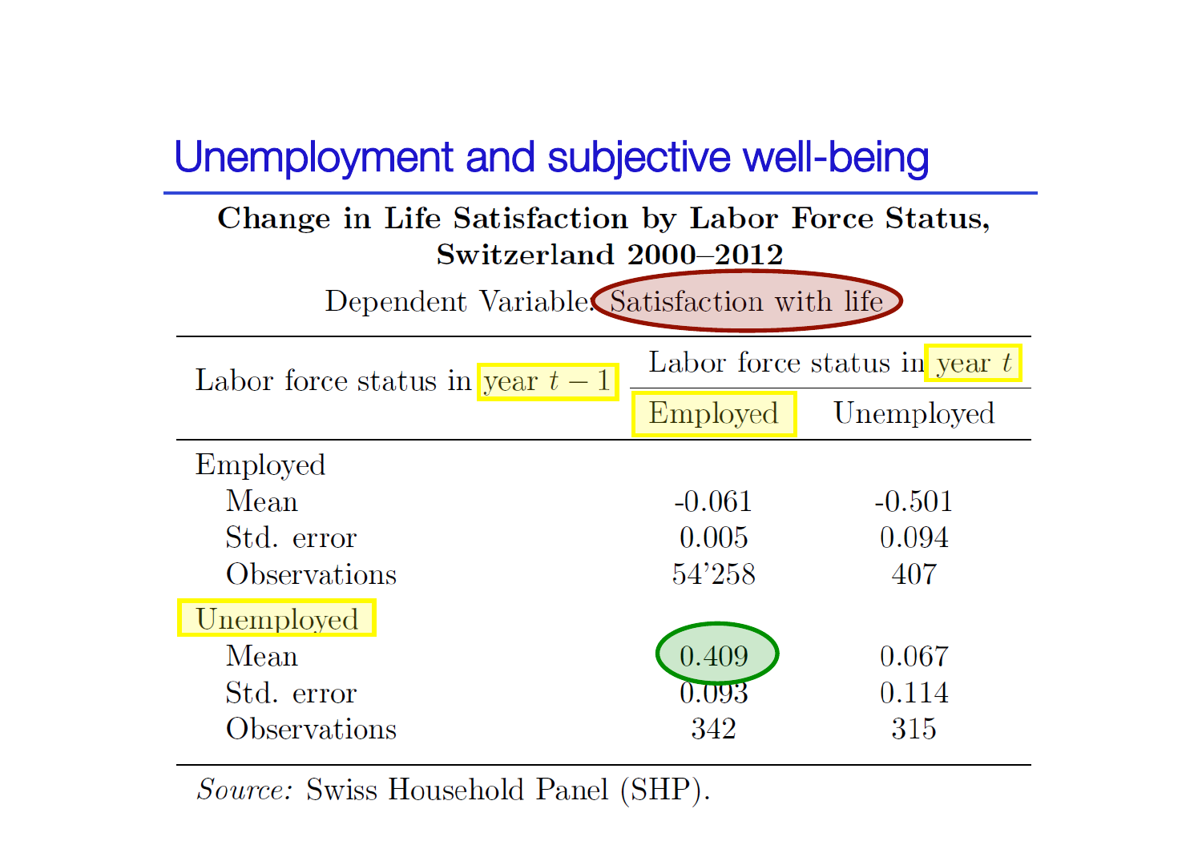# Unemployment and subjective well-being

**Change in Life Satisfaction by Labor Force Status, Switzerland 2000–2012**

Dependent Variable: Satisfaction with life

| Labor force status in year $t-1$ | Labor force status in year $t$ | |
|---|---|---|
| | Employed | Unemployed |
| Employed | | |
| Mean | -0.061 | -0.501 |
| Std. error | 0.005 | 0.094 |
| Observations | 54'258 | 407 |
| Unemployed | | |
| Mean | 0.409 | 0.067 |
| Std. error | 0.093 | 0.114 |
| Observations | 342 | 315 |

*Source:* Swiss Household Panel (SHP).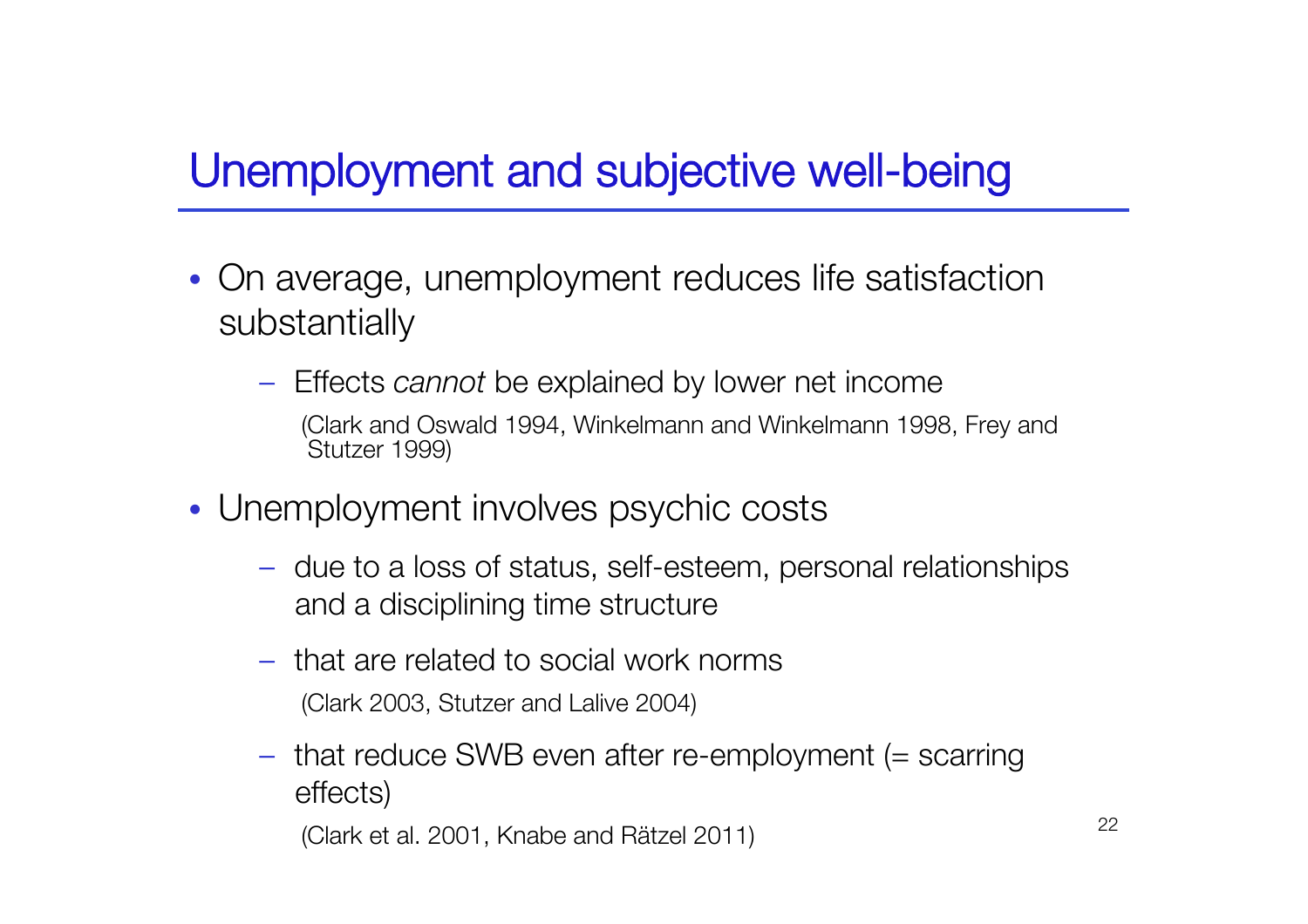## Unemployment and subjective well-being

- On average, unemployment reduces life satisfaction substantially
  - Effects *cannot* be explained by lower net income

    (Clark and Oswald 1994, Winkelmann and Winkelmann 1998, Frey and Stutzer 1999)
- Unemployment involves psychic costs
  - due to a loss of status, self-esteem, personal relationships and a disciplining time structure
  - that are related to social work norms

    (Clark 2003, Stutzer and Lalive 2004)
  - that reduce SWB even after re-employment (= scarring effects)

    (Clark et al. 2001, Knabe and Rätzel 2011)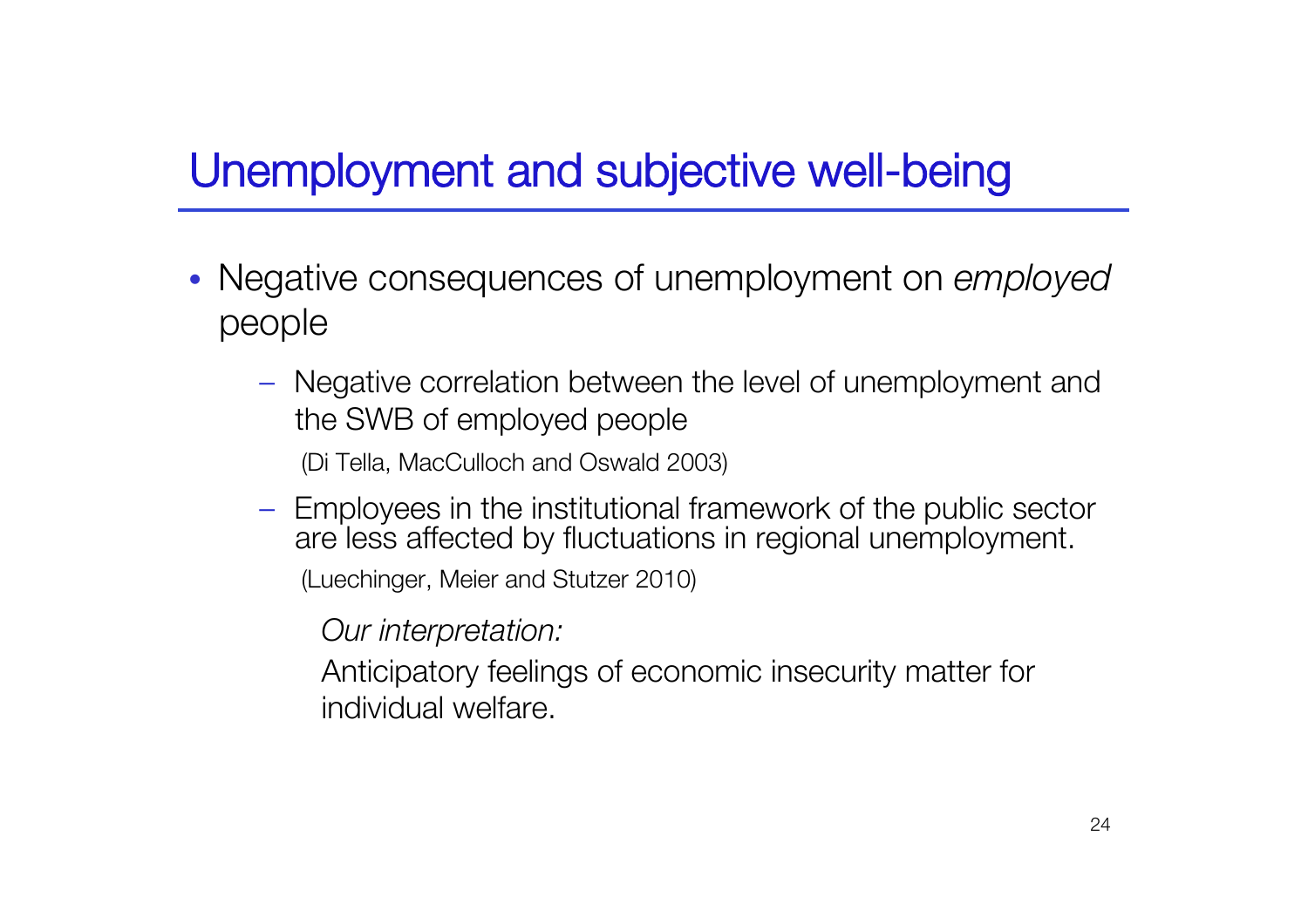# Unemployment and subjective well-being

- Negative consequences of unemployment on *employed* people
  - Negative correlation between the level of unemployment and the SWB of employed people

    (Di Tella, MacCulloch and Oswald 2003)
  - Employees in the institutional framework of the public sector are less affected by fluctuations in regional unemployment.

    (Luechinger, Meier and Stutzer 2010)

    *Our interpretation:*

    Anticipatory feelings of economic insecurity matter for individual welfare.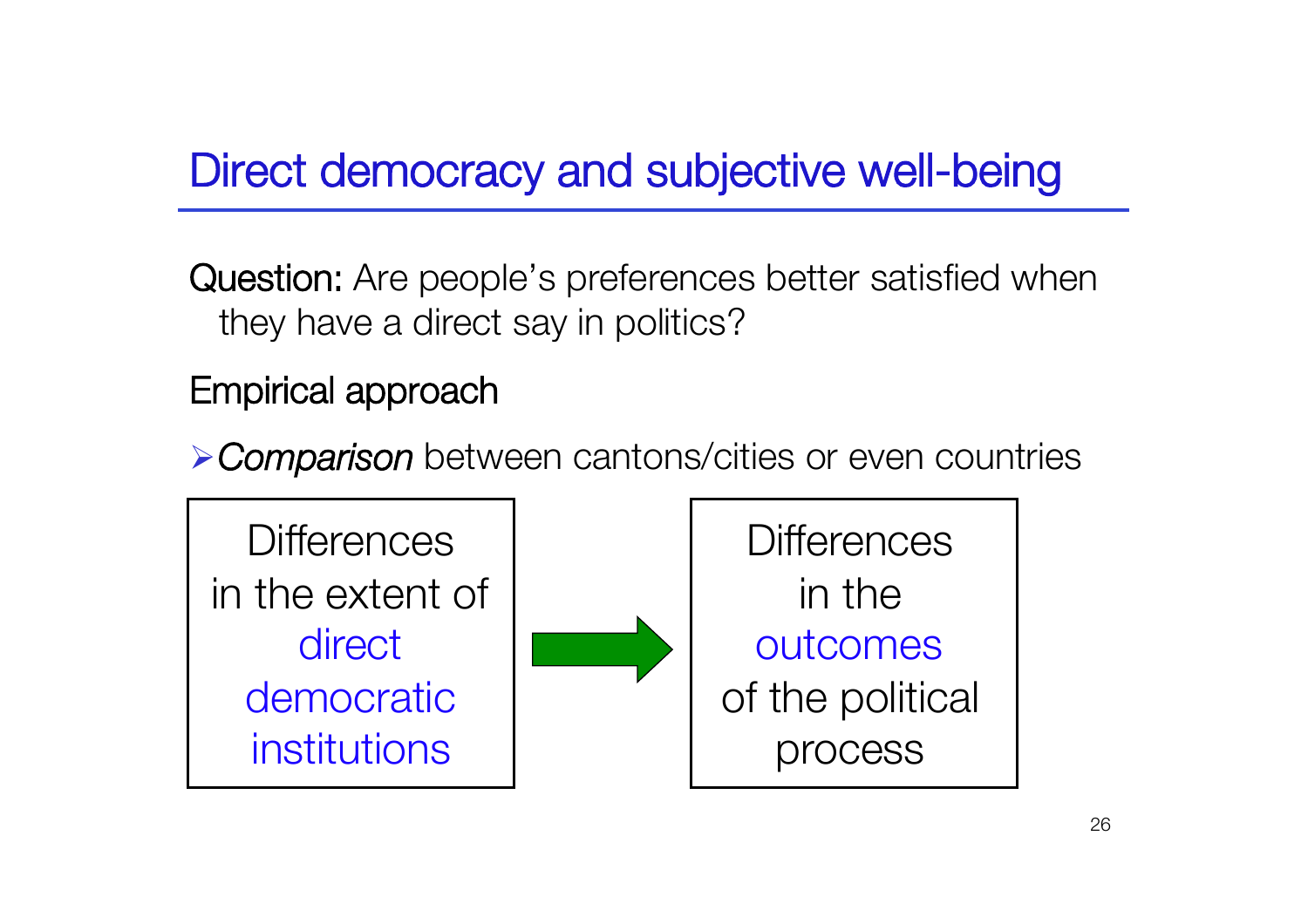# Direct democracy and subjective well-being

**Question:** Are people's preferences better satisfied when they have a direct say in politics?

Empirical approach

- *Comparison* between cantons/cities or even countries

Differences in the extent of direct democratic institutions → Differences in the outcomes of the political process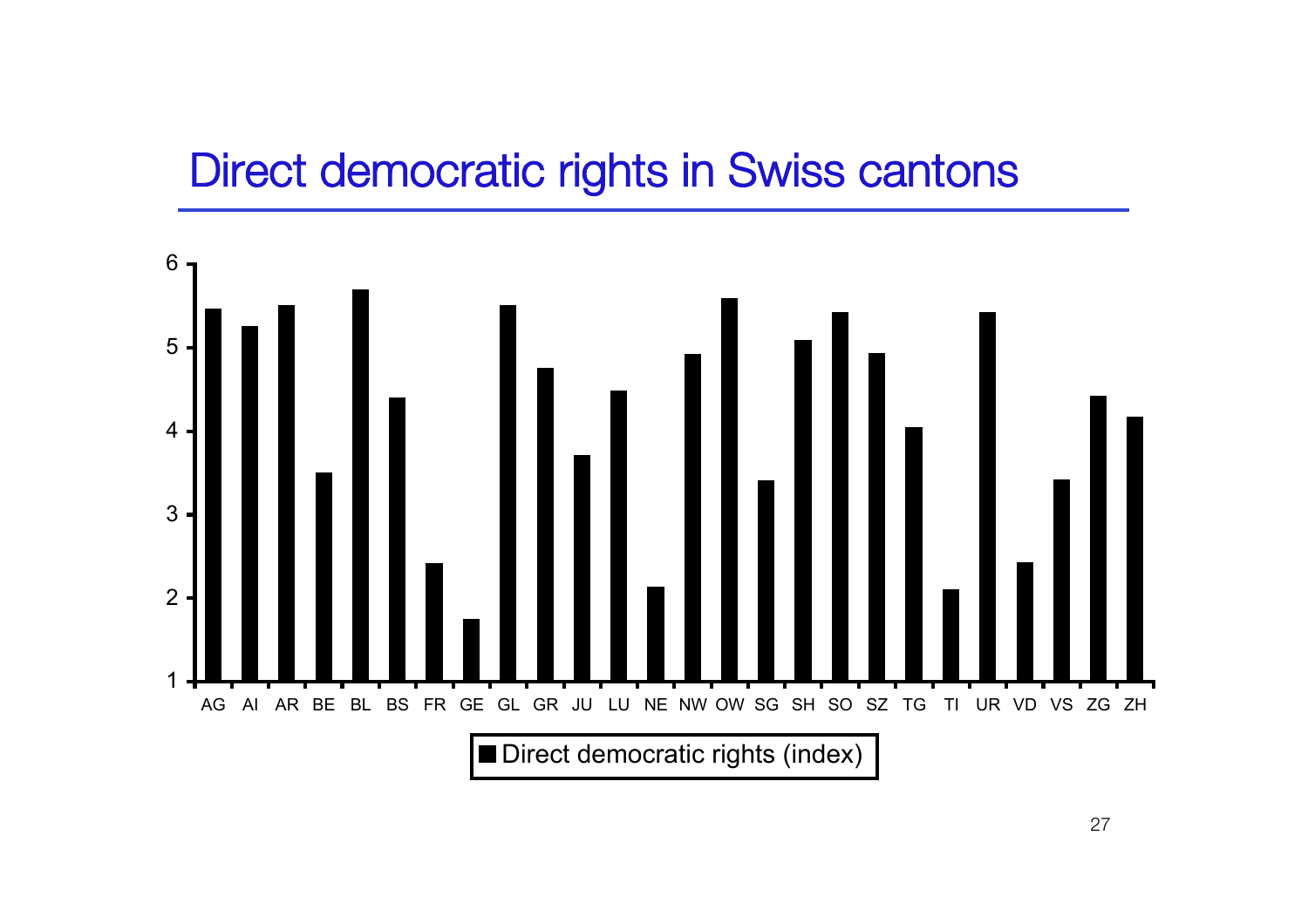# Direct democratic rights in Swiss cantons

Direct democratic rights (index)

AG AI AR BE BL BS FR GE GL GR JU LU NE NW OW SG SH SO SZ TG TI UR VD VS ZG ZH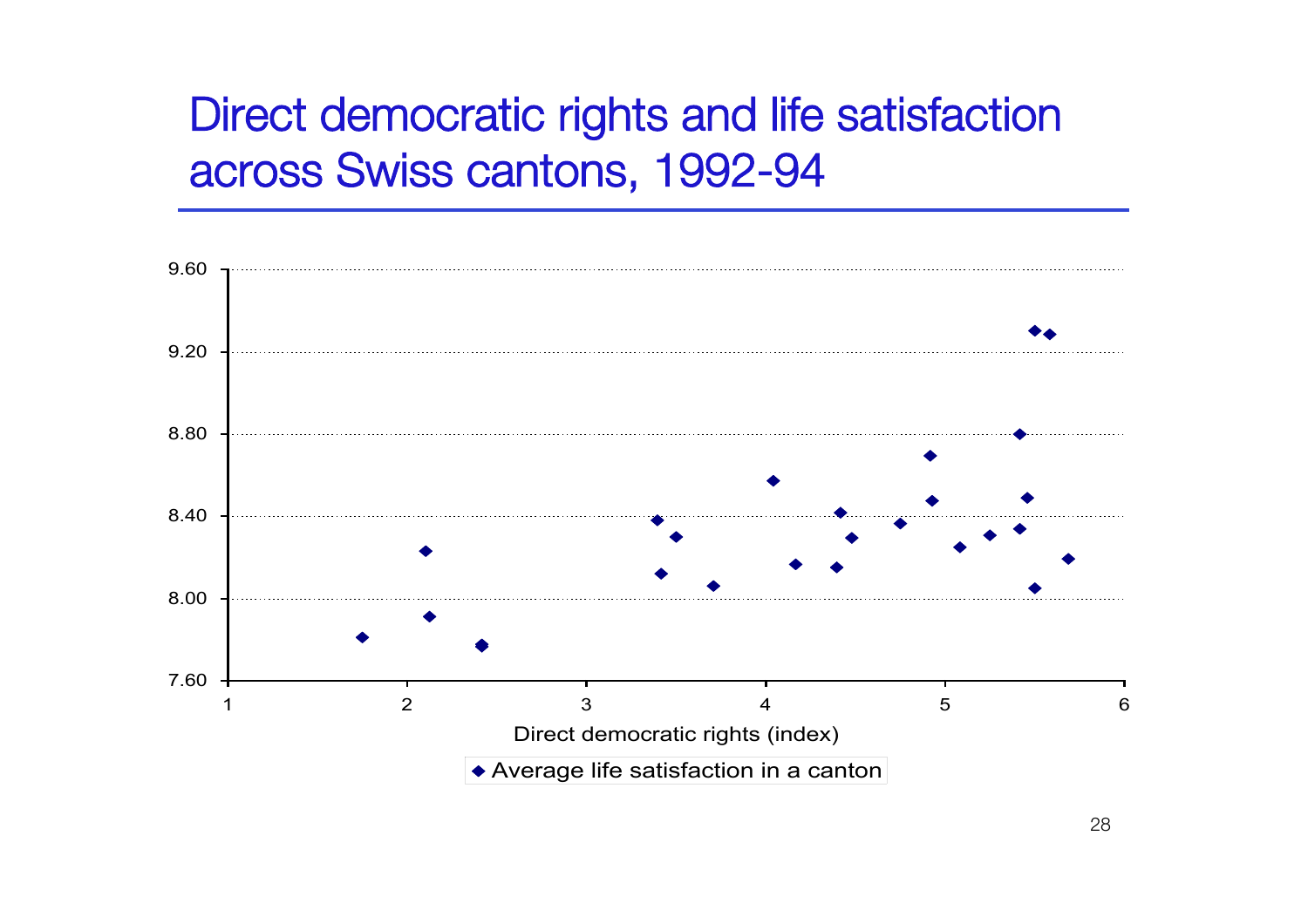# Direct democratic rights and life satisfaction across Swiss cantons, 1992-94

9.60

9.20

8.80

8.40

8.00

7.60

1 2 3 4 5 6

Direct democratic rights (index)

◆ Average life satisfaction in a canton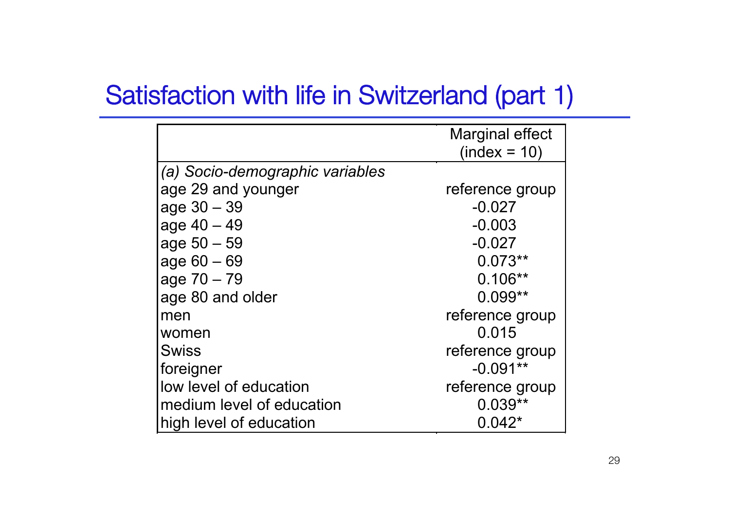# Satisfaction with life in Switzerland (part 1)

| | Marginal effect (index = 10) |
|---|---|
| *(a) Socio-demographic variables* | |
| age 29 and younger | reference group |
| age 30 – 39 | -0.027 |
| age 40 – 49 | -0.003 |
| age 50 – 59 | -0.027 |
| age 60 – 69 | 0.073** |
| age 70 – 79 | 0.106** |
| age 80 and older | 0.099** |
| men | reference group |
| women | 0.015 |
| Swiss | reference group |
| foreigner | -0.091** |
| low level of education | reference group |
| medium level of education | 0.039** |
| high level of education | 0.042* |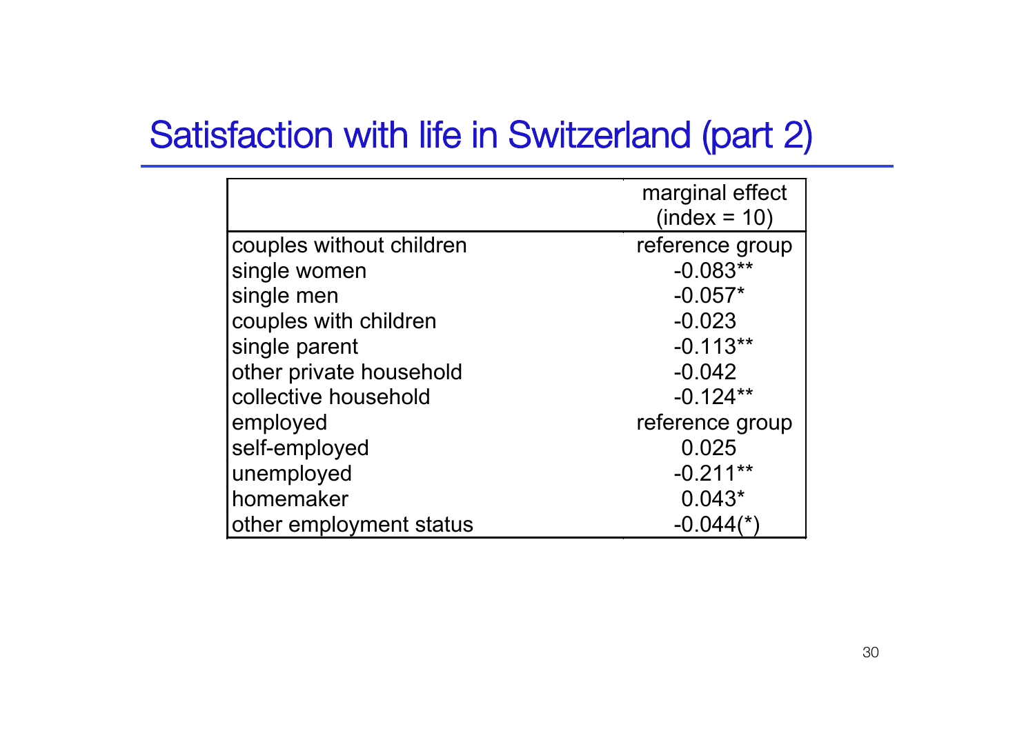# Satisfaction with life in Switzerland (part 2)

| | marginal effect (index = 10) |
|---|---|
| couples without children | reference group |
| single women | -0.083** |
| single men | -0.057* |
| couples with children | -0.023 |
| single parent | -0.113** |
| other private household | -0.042 |
| collective household | -0.124** |
| employed | reference group |
| self-employed | 0.025 |
| unemployed | -0.211** |
| homemaker | 0.043* |
| other employment status | -0.044(*) |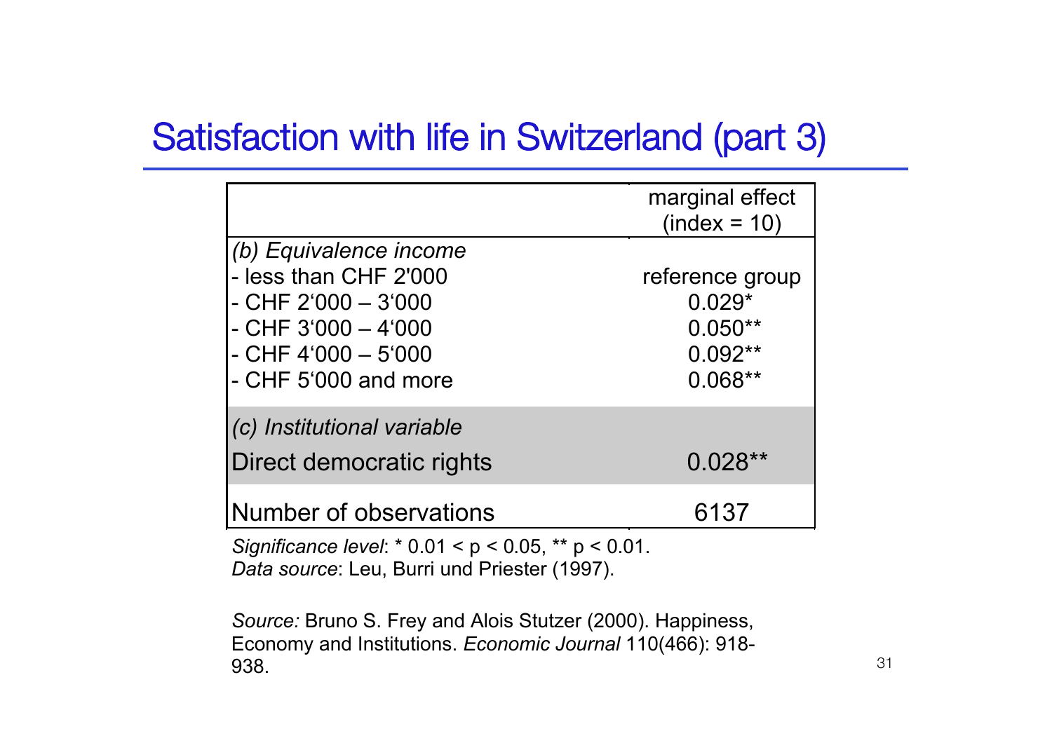## Satisfaction with life in Switzerland (part 3)

| | marginal effect (index = 10) |
|---|---|
| *(b) Equivalence income* | |
| - less than CHF 2'000 | reference group |
| - CHF 2‘000 – 3‘000 | 0.029* |
| - CHF 3‘000 – 4‘000 | 0.050** |
| - CHF 4‘000 – 5‘000 | 0.092** |
| - CHF 5‘000 and more | 0.068** |
| *(c) Institutional variable* | |
| Direct democratic rights | 0.028** |
| Number of observations | 6137 |

*Significance level*: * 0.01 < p < 0.05, ** p < 0.01.
*Data source*: Leu, Burri und Priester (1997).

*Source:* Bruno S. Frey and Alois Stutzer (2000). Happiness, Economy and Institutions. *Economic Journal* 110(466): 918-938.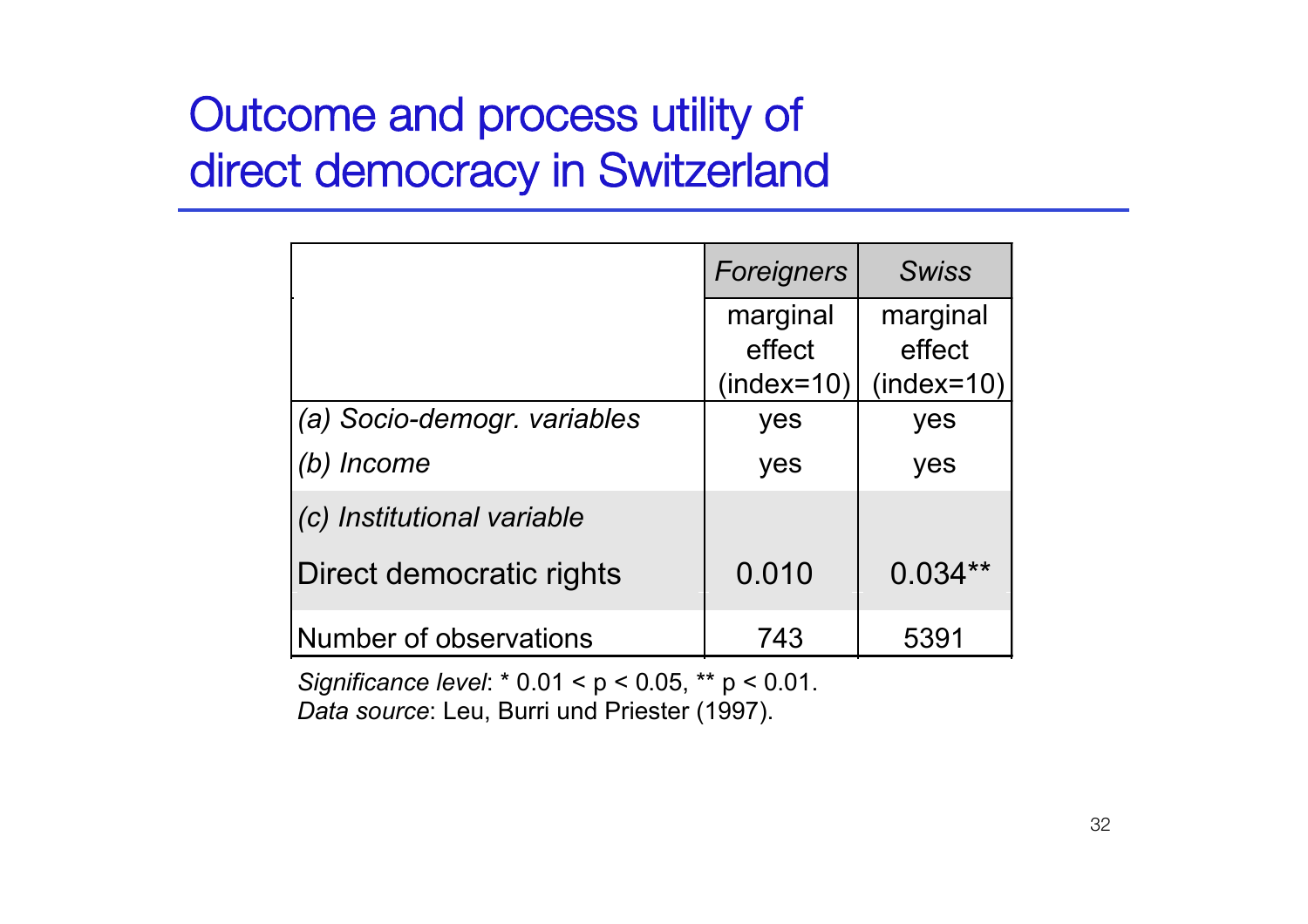# Outcome and process utility of direct democracy in Switzerland

| | *Foreigners* | *Swiss* |
|---|---|---|
| | marginal effect (index=10) | marginal effect (index=10) |
| *(a) Socio-demogr. variables* | yes | yes |
| *(b) Income* | yes | yes |
| *(c) Institutional variable* | | |
| Direct democratic rights | 0.010 | 0.034** |
| Number of observations | 743 | 5391 |

*Significance level*: * $0.01 < p < 0.05$, ** $p < 0.01$.
*Data source*: Leu, Burri und Priester (1997).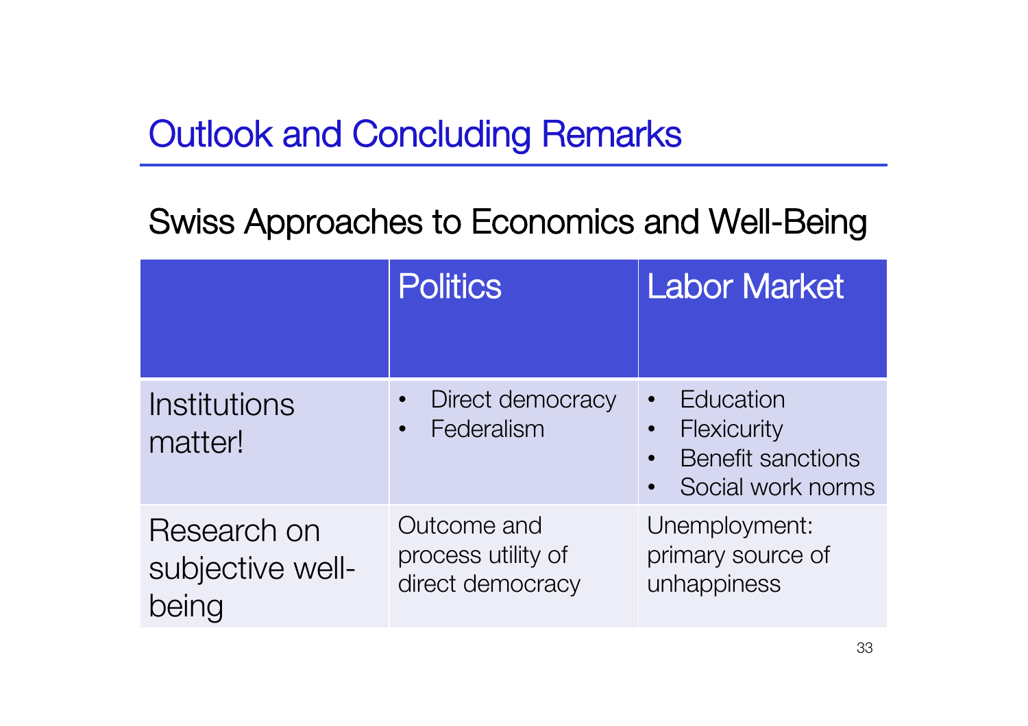# Outlook and Concluding Remarks

## Swiss Approaches to Economics and Well-Being

| | Politics | Labor Market |
|---|---|---|
| Institutions matter! | • Direct democracy<br>• Federalism | • Education<br>• Flexicurity<br>• Benefit sanctions<br>• Social work norms |
| Research on subjective well-being | Outcome and process utility of direct democracy | Unemployment: primary source of unhappiness |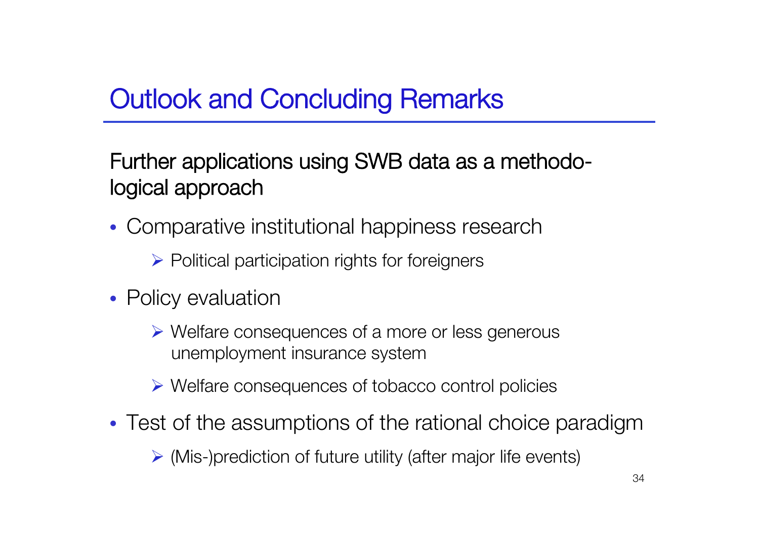# Outlook and Concluding Remarks

## Further applications using SWB data as a methodological approach

- Comparative institutional happiness research
  - Political participation rights for foreigners
- Policy evaluation
  - Welfare consequences of a more or less generous unemployment insurance system
  - Welfare consequences of tobacco control policies
- Test of the assumptions of the rational choice paradigm
  - (Mis-)prediction of future utility (after major life events)